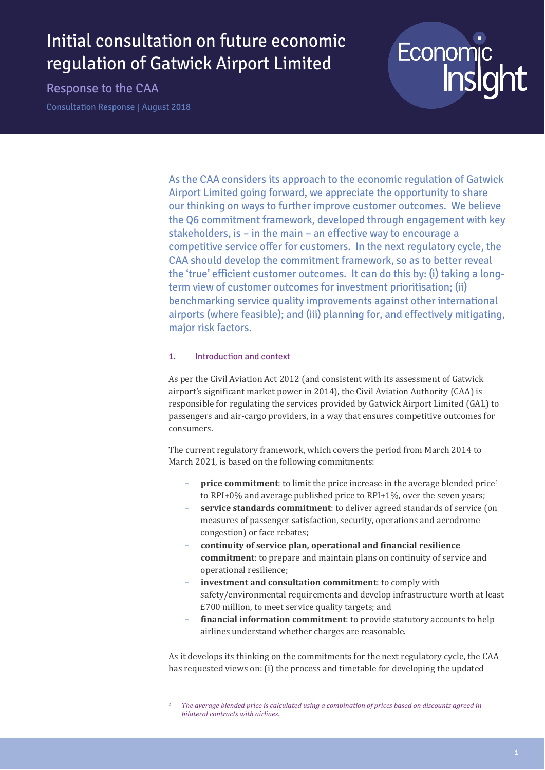# Initial consultation on future economic regulation of Gatwick Airport Limited

## Response to the CAA

Consultation Response | August 2018

As the CAA considers its approach to the economic regulation of Gatwick Airport Limited going forward, we appreciate the opportunity to share our thinking on ways to further improve customer outcomes. We believe the Q6 commitment framework, developed through engagement with key stakeholders, is – in the main – an effective way to encourage a competitive service offer for customers. In the next regulatory cycle, the CAA should develop the commitment framework, so as to better reveal the 'true' efficient customer outcomes. It can do this by: (i) taking a long-term view of customer outcomes for investment prioritisation; (ii) benchmarking service quality improvements against other international airports (where feasible); and (iii) planning for, and effectively mitigating, major risk factors.

### 1. Introduction and context

As per the Civil Aviation Act 2012 (and consistent with its assessment of Gatwick airport's significant market power in 2014), the Civil Aviation Authority (CAA) is responsible for regulating the services provided by Gatwick Airport Limited (GAL) to passengers and air-cargo providers, in a way that ensures competitive outcomes for consumers.

The current regulatory framework, which covers the period from March 2014 to March 2021, is based on the following commitments:

- **price commitment**: to limit the price increase in the average blended price[1] to RPI+0% and average published price to RPI+1%, over the seven years;
- **service standards commitment**: to deliver agreed standards of service (on measures of passenger satisfaction, security, operations and aerodrome congestion) or face rebates;
- **continuity of service plan, operational and financial resilience commitment**: to prepare and maintain plans on continuity of service and operational resilience;
- **investment and consultation commitment**: to comply with safety/environmental requirements and develop infrastructure worth at least £700 million, to meet service quality targets; and
- **financial information commitment**: to provide statutory accounts to help airlines understand whether charges are reasonable.

As it develops its thinking on the commitments for the next regulatory cycle, the CAA has requested views on: (i) the process and timetable for developing the updated

[1] *The average blended price is calculated using a combination of prices based on discounts agreed in bilateral contracts with airlines.*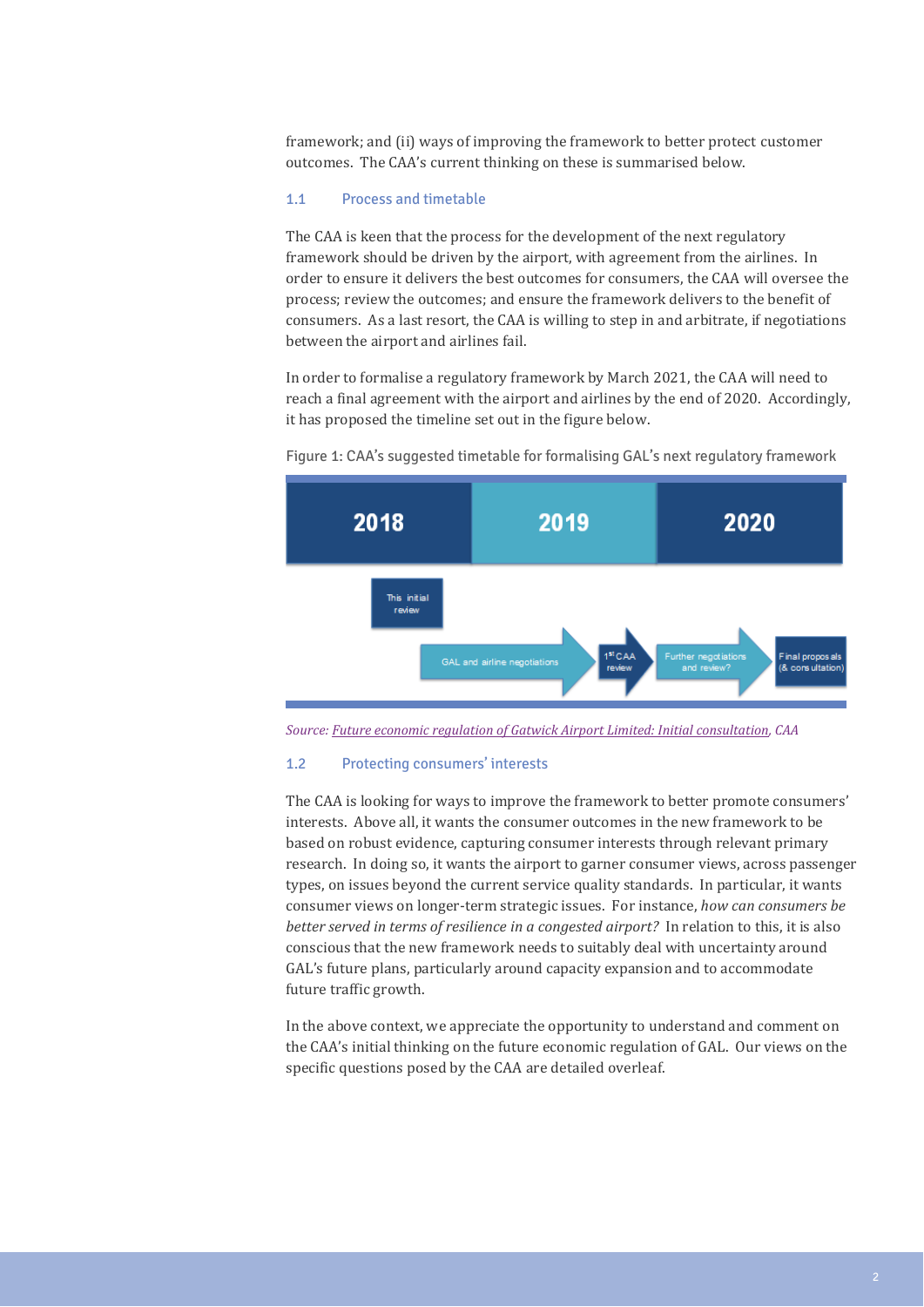framework; and (ii) ways of improving the framework to better protect customer outcomes. The CAA's current thinking on these is summarised below.

### 1.1 Process and timetable

The CAA is keen that the process for the development of the next regulatory framework should be driven by the airport, with agreement from the airlines. In order to ensure it delivers the best outcomes for consumers, the CAA will oversee the process; review the outcomes; and ensure the framework delivers to the benefit of consumers. As a last resort, the CAA is willing to step in and arbitrate, if negotiations between the airport and airlines fail.

In order to formalise a regulatory framework by March 2021, the CAA will need to reach a final agreement with the airport and airlines by the end of 2020. Accordingly, it has proposed the timeline set out in the figure below.

Figure 1: CAA's suggested timetable for formalising GAL's next regulatory framework

| 2018 | 2019 | 2020 |
|---|---|---|
| This initial review | GAL and airline negotiations → 1[st] CAA review → | Further negotiations and review? → Final proposals (& consultation) |

*Source: Future economic regulation of Gatwick Airport Limited: Initial consultation, CAA*

### 1.2 Protecting consumers' interests

The CAA is looking for ways to improve the framework to better promote consumers' interests. Above all, it wants the consumer outcomes in the new framework to be based on robust evidence, capturing consumer interests through relevant primary research. In doing so, it wants the airport to garner consumer views, across passenger types, on issues beyond the current service quality standards. In particular, it wants consumer views on longer-term strategic issues. For instance, *how can consumers be better served in terms of resilience in a congested airport?* In relation to this, it is also conscious that the new framework needs to suitably deal with uncertainty around GAL's future plans, particularly around capacity expansion and to accommodate future traffic growth.

In the above context, we appreciate the opportunity to understand and comment on the CAA's initial thinking on the future economic regulation of GAL. Our views on the specific questions posed by the CAA are detailed overleaf.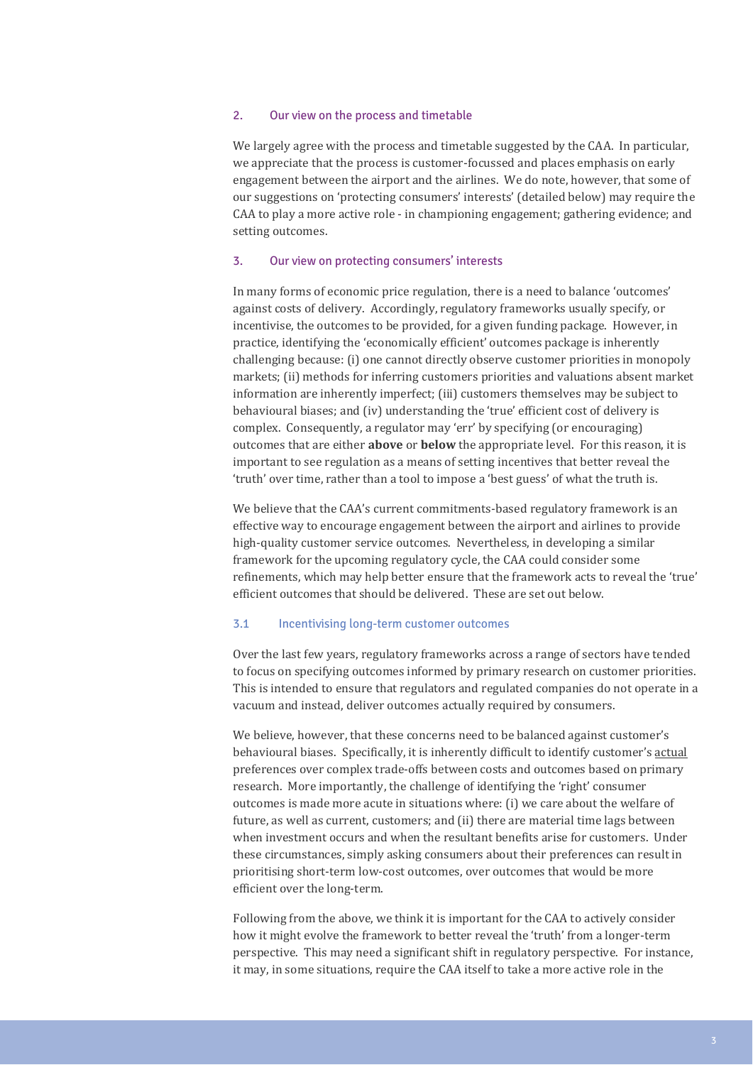## 2. Our view on the process and timetable

We largely agree with the process and timetable suggested by the CAA. In particular, we appreciate that the process is customer-focussed and places emphasis on early engagement between the airport and the airlines. We do note, however, that some of our suggestions on 'protecting consumers' interests' (detailed below) may require the CAA to play a more active role - in championing engagement; gathering evidence; and setting outcomes.

## 3. Our view on protecting consumers' interests

In many forms of economic price regulation, there is a need to balance 'outcomes' against costs of delivery. Accordingly, regulatory frameworks usually specify, or incentivise, the outcomes to be provided, for a given funding package. However, in practice, identifying the 'economically efficient' outcomes package is inherently challenging because: (i) one cannot directly observe customer priorities in monopoly markets; (ii) methods for inferring customers priorities and valuations absent market information are inherently imperfect; (iii) customers themselves may be subject to behavioural biases; and (iv) understanding the 'true' efficient cost of delivery is complex. Consequently, a regulator may 'err' by specifying (or encouraging) outcomes that are either **above** or **below** the appropriate level. For this reason, it is important to see regulation as a means of setting incentives that better reveal the 'truth' over time, rather than a tool to impose a 'best guess' of what the truth is.

We believe that the CAA's current commitments-based regulatory framework is an effective way to encourage engagement between the airport and airlines to provide high-quality customer service outcomes. Nevertheless, in developing a similar framework for the upcoming regulatory cycle, the CAA could consider some refinements, which may help better ensure that the framework acts to reveal the 'true' efficient outcomes that should be delivered. These are set out below.

### 3.1 Incentivising long-term customer outcomes

Over the last few years, regulatory frameworks across a range of sectors have tended to focus on specifying outcomes informed by primary research on customer priorities. This is intended to ensure that regulators and regulated companies do not operate in a vacuum and instead, deliver outcomes actually required by consumers.

We believe, however, that these concerns need to be balanced against customer's behavioural biases. Specifically, it is inherently difficult to identify customer's actual preferences over complex trade-offs between costs and outcomes based on primary research. More importantly, the challenge of identifying the 'right' consumer outcomes is made more acute in situations where: (i) we care about the welfare of future, as well as current, customers; and (ii) there are material time lags between when investment occurs and when the resultant benefits arise for customers. Under these circumstances, simply asking consumers about their preferences can result in prioritising short-term low-cost outcomes, over outcomes that would be more efficient over the long-term.

Following from the above, we think it is important for the CAA to actively consider how it might evolve the framework to better reveal the 'truth' from a longer-term perspective. This may need a significant shift in regulatory perspective. For instance, it may, in some situations, require the CAA itself to take a more active role in the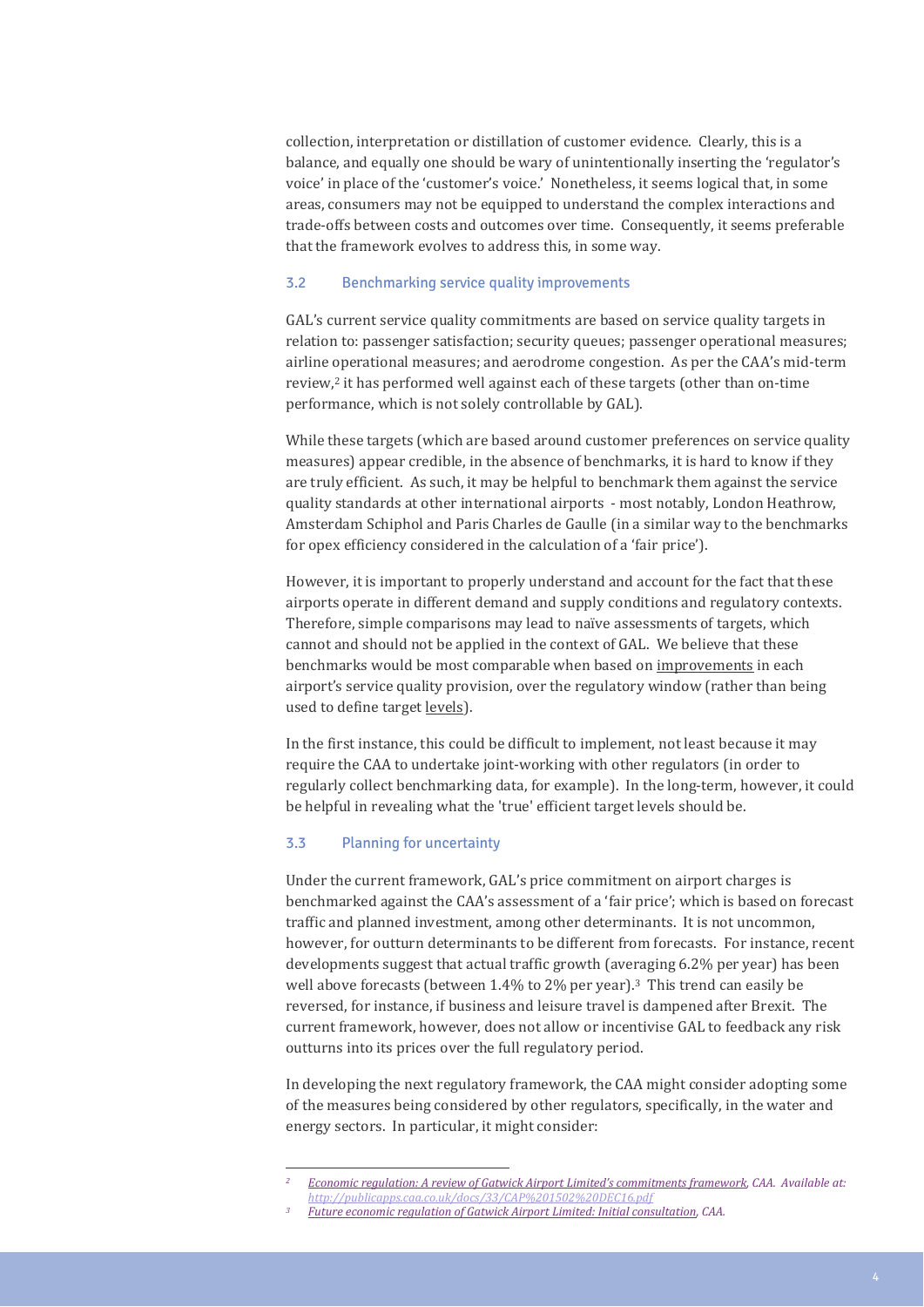collection, interpretation or distillation of customer evidence. Clearly, this is a balance, and equally one should be wary of unintentionally inserting the 'regulator's voice' in place of the 'customer's voice.' Nonetheless, it seems logical that, in some areas, consumers may not be equipped to understand the complex interactions and trade-offs between costs and outcomes over time. Consequently, it seems preferable that the framework evolves to address this, in some way.

### 3.2 Benchmarking service quality improvements

GAL's current service quality commitments are based on service quality targets in relation to: passenger satisfaction; security queues; passenger operational measures; airline operational measures; and aerodrome congestion. As per the CAA's mid-term review,[2] it has performed well against each of these targets (other than on-time performance, which is not solely controllable by GAL).

While these targets (which are based around customer preferences on service quality measures) appear credible, in the absence of benchmarks, it is hard to know if they are truly efficient. As such, it may be helpful to benchmark them against the service quality standards at other international airports - most notably, London Heathrow, Amsterdam Schiphol and Paris Charles de Gaulle (in a similar way to the benchmarks for opex efficiency considered in the calculation of a 'fair price').

However, it is important to properly understand and account for the fact that these airports operate in different demand and supply conditions and regulatory contexts. Therefore, simple comparisons may lead to naïve assessments of targets, which cannot and should not be applied in the context of GAL. We believe that these benchmarks would be most comparable when based on <u>improvements</u> in each airport's service quality provision, over the regulatory window (rather than being used to define target <u>levels</u>).

In the first instance, this could be difficult to implement, not least because it may require the CAA to undertake joint-working with other regulators (in order to regularly collect benchmarking data, for example). In the long-term, however, it could be helpful in revealing what the 'true' efficient target levels should be.

### 3.3 Planning for uncertainty

Under the current framework, GAL's price commitment on airport charges is benchmarked against the CAA's assessment of a 'fair price'; which is based on forecast traffic and planned investment, among other determinants. It is not uncommon, however, for outturn determinants to be different from forecasts. For instance, recent developments suggest that actual traffic growth (averaging 6.2% per year) has been well above forecasts (between 1.4% to 2% per year).[3] This trend can easily be reversed, for instance, if business and leisure travel is dampened after Brexit. The current framework, however, does not allow or incentivise GAL to feedback any risk outturns into its prices over the full regulatory period.

In developing the next regulatory framework, the CAA might consider adopting some of the measures being considered by other regulators, specifically, in the water and energy sectors. In particular, it might consider:

---

[2] *Economic regulation: A review of Gatwick Airport Limited's commitments framework, CAA. Available at: http://publicapps.caa.co.uk/docs/33/CAP%201502%20DEC16.pdf*

[3] *Future economic regulation of Gatwick Airport Limited: Initial consultation, CAA.*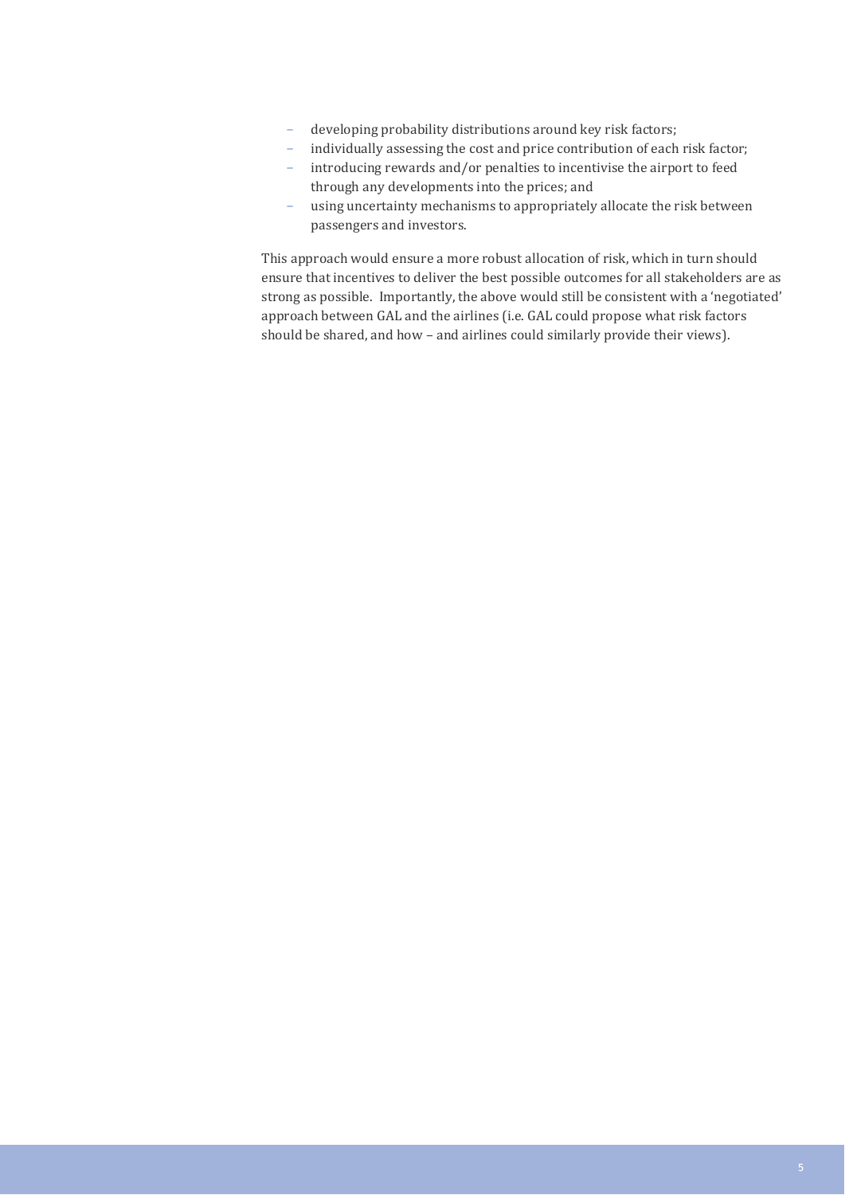- developing probability distributions around key risk factors;
- individually assessing the cost and price contribution of each risk factor;
- introducing rewards and/or penalties to incentivise the airport to feed through any developments into the prices; and
- using uncertainty mechanisms to appropriately allocate the risk between passengers and investors.

This approach would ensure a more robust allocation of risk, which in turn should ensure that incentives to deliver the best possible outcomes for all stakeholders are as strong as possible. Importantly, the above would still be consistent with a 'negotiated' approach between GAL and the airlines (i.e. GAL could propose what risk factors should be shared, and how – and airlines could similarly provide their views).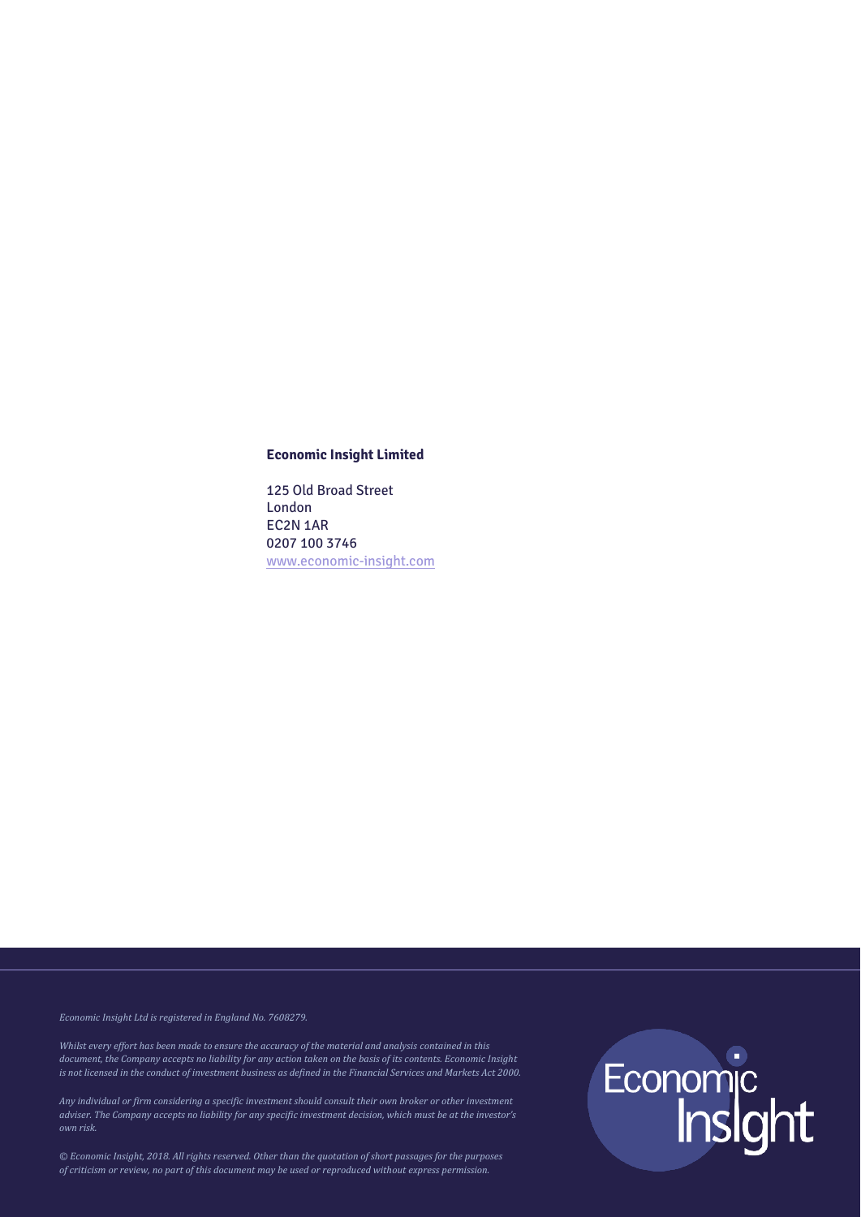**Economic Insight Limited**

125 Old Broad Street
London
EC2N 1AR
0207 100 3746
www.economic-insight.com

*Economic Insight Ltd is registered in England No. 7608279.*

*Whilst every effort has been made to ensure the accuracy of the material and analysis contained in this document, the Company accepts no liability for any action taken on the basis of its contents. Economic Insight is not licensed in the conduct of investment business as defined in the Financial Services and Markets Act 2000.*

*Any individual or firm considering a specific investment should consult their own broker or other investment adviser. The Company accepts no liability for any specific investment decision, which must be at the investor's own risk.*

*© Economic Insight, 2018. All rights reserved. Other than the quotation of short passages for the purposes of criticism or review, no part of this document may be used or reproduced without express permission.*

Economic Insight